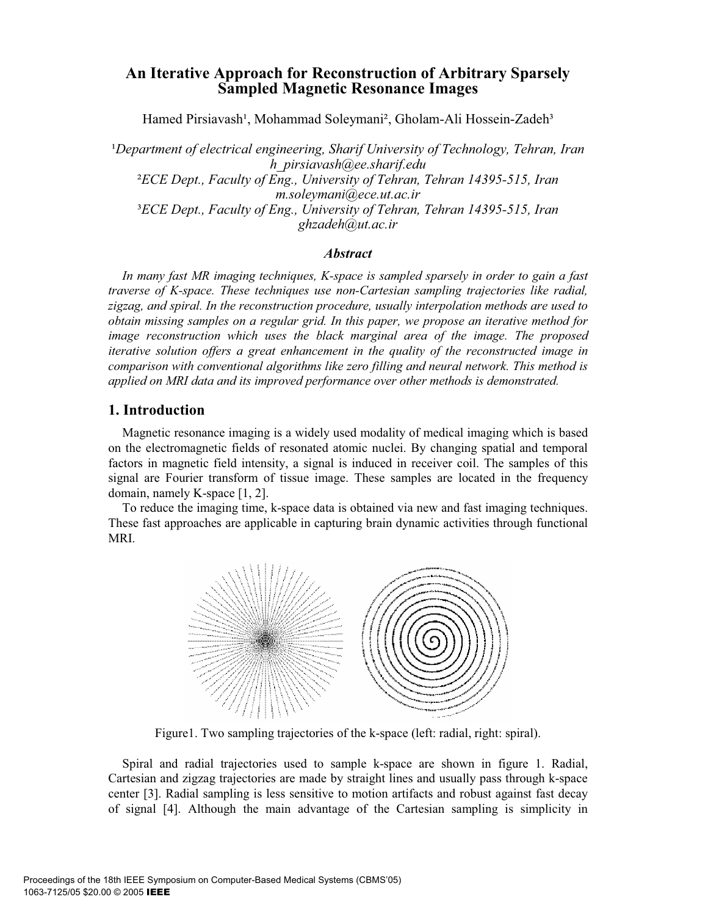# An Iterative Approach for Reconstruction of Arbitrary Sparsely Sampled Magnetic Resonance Images

Hamed Pirsiavash[1], Mohammad Soleymani[2], Gholam-Ali Hossein-Zadeh[3]

[1]*Department of electrical engineering, Sharif University of Technology, Tehran, Iran*
*h_pirsiavash@ee.sharif.edu*
[2]*ECE Dept., Faculty of Eng., University of Tehran, Tehran 14395-515, Iran*
*m.soleymani@ece.ut.ac.ir*
[3]*ECE Dept., Faculty of Eng., University of Tehran, Tehran 14395-515, Iran*
*ghzadeh@ut.ac.ir*

### *Abstract*

*In many fast MR imaging techniques, K-space is sampled sparsely in order to gain a fast traverse of K-space. These techniques use non-Cartesian sampling trajectories like radial, zigzag, and spiral. In the reconstruction procedure, usually interpolation methods are used to obtain missing samples on a regular grid. In this paper, we propose an iterative method for image reconstruction which uses the black marginal area of the image. The proposed iterative solution offers a great enhancement in the quality of the reconstructed image in comparison with conventional algorithms like zero filling and neural network. This method is applied on MRI data and its improved performance over other methods is demonstrated.*

## 1. Introduction

Magnetic resonance imaging is a widely used modality of medical imaging which is based on the electromagnetic fields of resonated atomic nuclei. By changing spatial and temporal factors in magnetic field intensity, a signal is induced in receiver coil. The samples of this signal are Fourier transform of tissue image. These samples are located in the frequency domain, namely K-space [1, 2].

To reduce the imaging time, k-space data is obtained via new and fast imaging techniques. These fast approaches are applicable in capturing brain dynamic activities through functional MRI.

Figure1. Two sampling trajectories of the k-space (left: radial, right: spiral).

Spiral and radial trajectories used to sample k-space are shown in figure 1. Radial, Cartesian and zigzag trajectories are made by straight lines and usually pass through k-space center [3]. Radial sampling is less sensitive to motion artifacts and robust against fast decay of signal [4]. Although the main advantage of the Cartesian sampling is simplicity in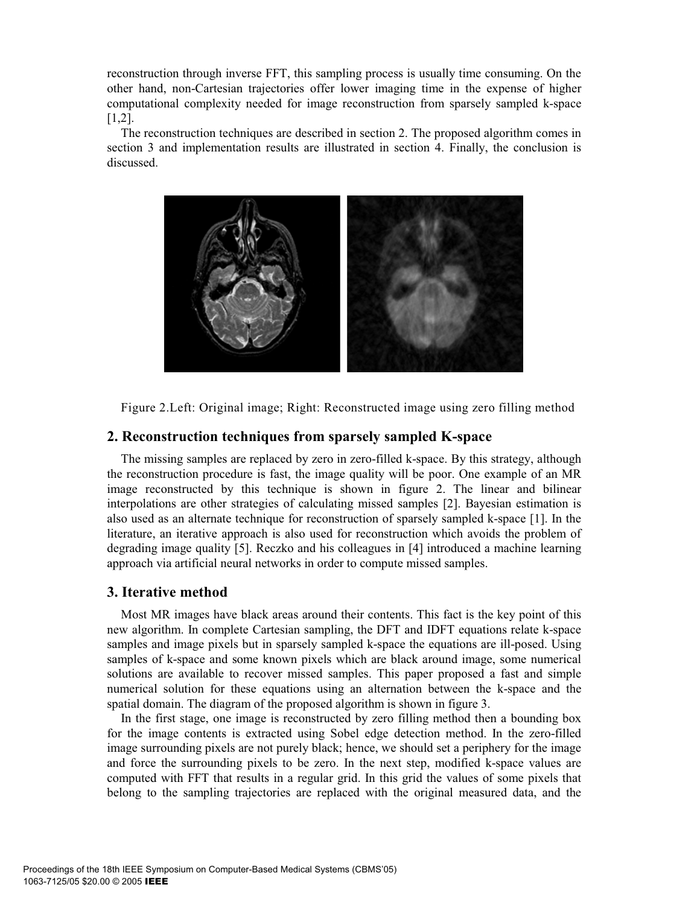reconstruction through inverse FFT, this sampling process is usually time consuming. On the other hand, non-Cartesian trajectories offer lower imaging time in the expense of higher computational complexity needed for image reconstruction from sparsely sampled k-space [1,2].

The reconstruction techniques are described in section 2. The proposed algorithm comes in section 3 and implementation results are illustrated in section 4. Finally, the conclusion is discussed.

Figure 2.Left: Original image; Right: Reconstructed image using zero filling method

## 2. Reconstruction techniques from sparsely sampled K-space

The missing samples are replaced by zero in zero-filled k-space. By this strategy, although the reconstruction procedure is fast, the image quality will be poor. One example of an MR image reconstructed by this technique is shown in figure 2. The linear and bilinear interpolations are other strategies of calculating missed samples [2]. Bayesian estimation is also used as an alternate technique for reconstruction of sparsely sampled k-space [1]. In the literature, an iterative approach is also used for reconstruction which avoids the problem of degrading image quality [5]. Reczko and his colleagues in [4] introduced a machine learning approach via artificial neural networks in order to compute missed samples.

## 3. Iterative method

Most MR images have black areas around their contents. This fact is the key point of this new algorithm. In complete Cartesian sampling, the DFT and IDFT equations relate k-space samples and image pixels but in sparsely sampled k-space the equations are ill-posed. Using samples of k-space and some known pixels which are black around image, some numerical solutions are available to recover missed samples. This paper proposed a fast and simple numerical solution for these equations using an alternation between the k-space and the spatial domain. The diagram of the proposed algorithm is shown in figure 3.

In the first stage, one image is reconstructed by zero filling method then a bounding box for the image contents is extracted using Sobel edge detection method. In the zero-filled image surrounding pixels are not purely black; hence, we should set a periphery for the image and force the surrounding pixels to be zero. In the next step, modified k-space values are computed with FFT that results in a regular grid. In this grid the values of some pixels that belong to the sampling trajectories are replaced with the original measured data, and the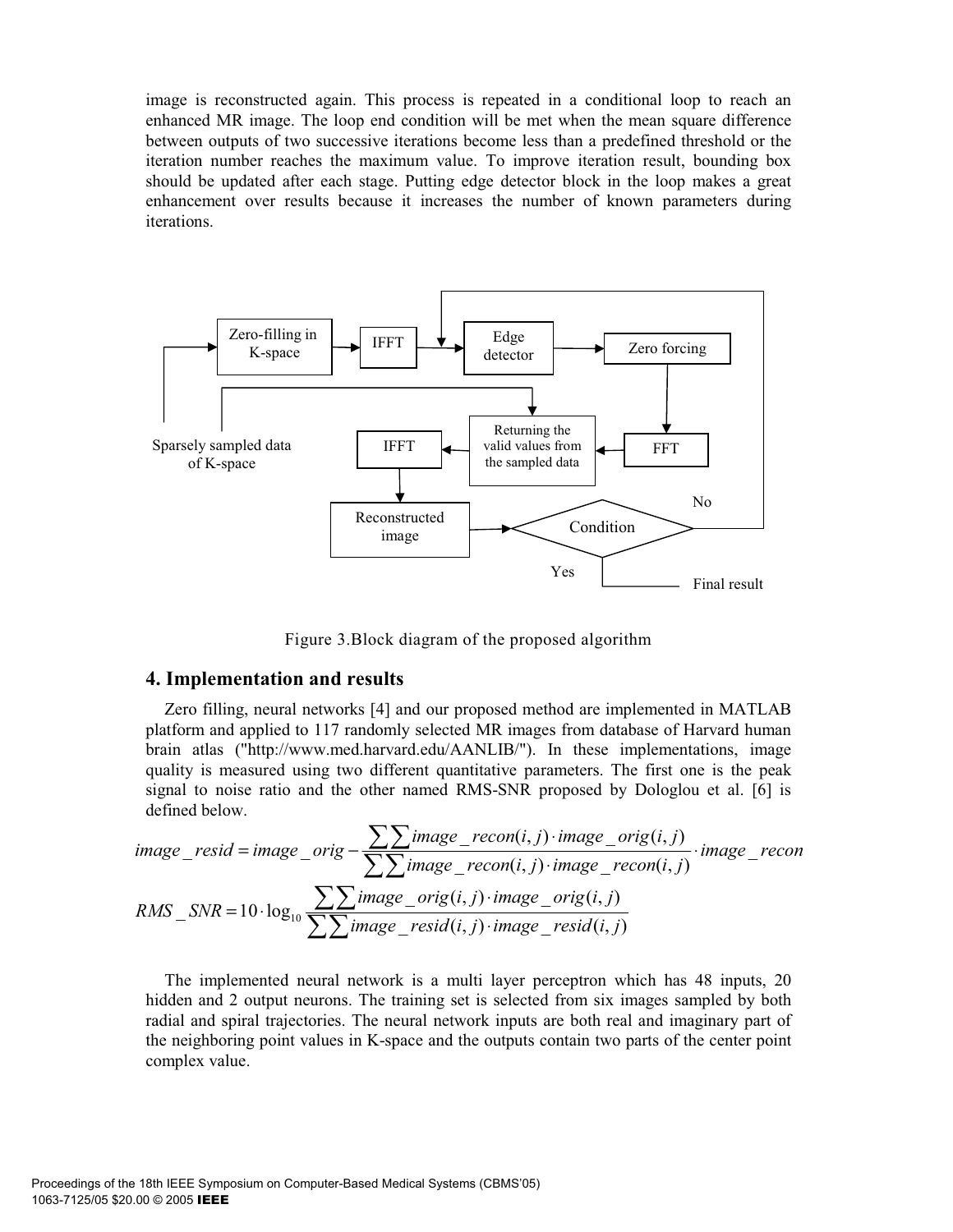image is reconstructed again. This process is repeated in a conditional loop to reach an enhanced MR image. The loop end condition will be met when the mean square difference between outputs of two successive iterations become less than a predefined threshold or the iteration number reaches the maximum value. To improve iteration result, bounding box should be updated after each stage. Putting edge detector block in the loop makes a great enhancement over results because it increases the number of known parameters during iterations.

Figure 3.Block diagram of the proposed algorithm

## 4. Implementation and results

Zero filling, neural networks [4] and our proposed method are implemented in MATLAB platform and applied to 117 randomly selected MR images from database of Harvard human brain atlas ("http://www.med.harvard.edu/AANLIB/"). In these implementations, image quality is measured using two different quantitative parameters. The first one is the peak signal to noise ratio and the other named RMS-SNR proposed by Dologlou et al. [6] is defined below.

$$image\_resid = image\_orig - \frac{\sum\sum image\_recon(i,j)\cdot image\_orig(i,j)}{\sum\sum image\_recon(i,j)\cdot image\_recon(i,j)}\cdot image\_recon$$

$$RMS\_SNR = 10\cdot\log_{10}\frac{\sum\sum image\_orig(i,j)\cdot image\_orig(i,j)}{\sum\sum image\_resid(i,j)\cdot image\_resid(i,j)}$$

The implemented neural network is a multi layer perceptron which has 48 inputs, 20 hidden and 2 output neurons. The training set is selected from six images sampled by both radial and spiral trajectories. The neural network inputs are both real and imaginary part of the neighboring point values in K-space and the outputs contain two parts of the center point complex value.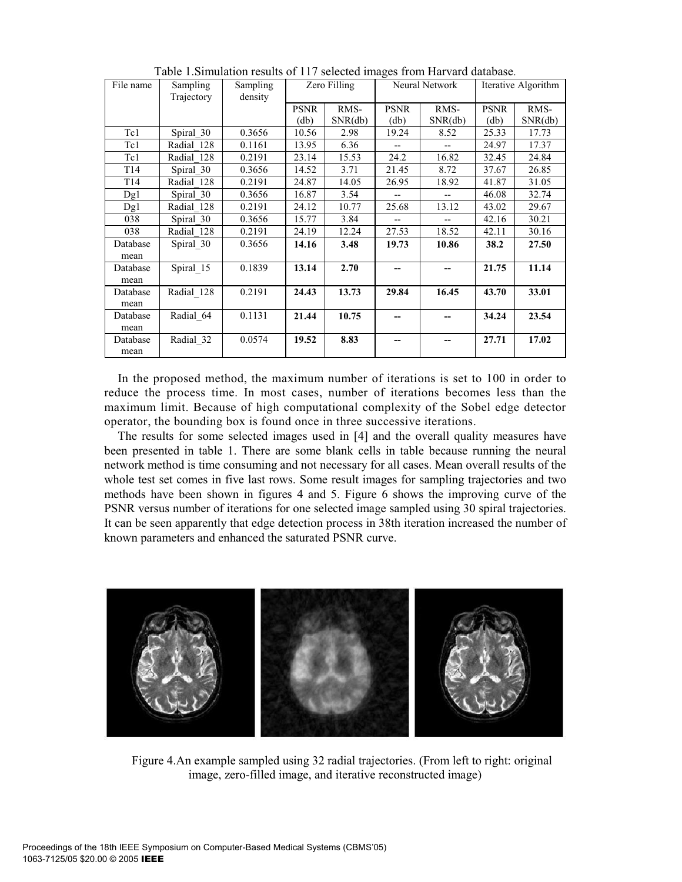Table 1.Simulation results of 117 selected images from Harvard database.

| File name | Sampling Trajectory | Sampling density | Zero Filling | | Neural Network | | Iterative Algorithm | |
|---|---|---|---|---|---|---|---|---|
| | | | PSNR (db) | RMS-SNR(db) | PSNR (db) | RMS-SNR(db) | PSNR (db) | RMS-SNR(db) |
| Tc1 | Spiral_30 | 0.3656 | 10.56 | 2.98 | 19.24 | 8.52 | 25.33 | 17.73 |
| Tc1 | Radial_128 | 0.1161 | 13.95 | 6.36 | -- | -- | 24.97 | 17.37 |
| Tc1 | Radial_128 | 0.2191 | 23.14 | 15.53 | 24.2 | 16.82 | 32.45 | 24.84 |
| T14 | Spiral_30 | 0.3656 | 14.52 | 3.71 | 21.45 | 8.72 | 37.67 | 26.85 |
| T14 | Radial_128 | 0.2191 | 24.87 | 14.05 | 26.95 | 18.92 | 41.87 | 31.05 |
| Dg1 | Spiral_30 | 0.3656 | 16.87 | 3.54 | -- | -- | 46.08 | 32.74 |
| Dg1 | Radial_128 | 0.2191 | 24.12 | 10.77 | 25.68 | 13.12 | 43.02 | 29.67 |
| 038 | Spiral_30 | 0.3656 | 15.77 | 3.84 | -- | -- | 42.16 | 30.21 |
| 038 | Radial_128 | 0.2191 | 24.19 | 12.24 | 27.53 | 18.52 | 42.11 | 30.16 |
| Database mean | Spiral_30 | 0.3656 | **14.16** | **3.48** | **19.73** | **10.86** | **38.2** | **27.50** |
| Database mean | Spiral_15 | 0.1839 | **13.14** | **2.70** | **--** | **--** | **21.75** | **11.14** |
| Database mean | Radial_128 | 0.2191 | **24.43** | **13.73** | **29.84** | **16.45** | **43.70** | **33.01** |
| Database mean | Radial_64 | 0.1131 | **21.44** | **10.75** | **--** | **--** | **34.24** | **23.54** |
| Database mean | Radial_32 | 0.0574 | **19.52** | **8.83** | **--** | **--** | **27.71** | **17.02** |

In the proposed method, the maximum number of iterations is set to 100 in order to reduce the process time. In most cases, number of iterations becomes less than the maximum limit. Because of high computational complexity of the Sobel edge detector operator, the bounding box is found once in three successive iterations.

The results for some selected images used in [4] and the overall quality measures have been presented in table 1. There are some blank cells in table because running the neural network method is time consuming and not necessary for all cases. Mean overall results of the whole test set comes in five last rows. Some result images for sampling trajectories and two methods have been shown in figures 4 and 5. Figure 6 shows the improving curve of the PSNR versus number of iterations for one selected image sampled using 30 spiral trajectories. It can be seen apparently that edge detection process in 38th iteration increased the number of known parameters and enhanced the saturated PSNR curve.

Figure 4.An example sampled using 32 radial trajectories. (From left to right: original image, zero-filled image, and iterative reconstructed image)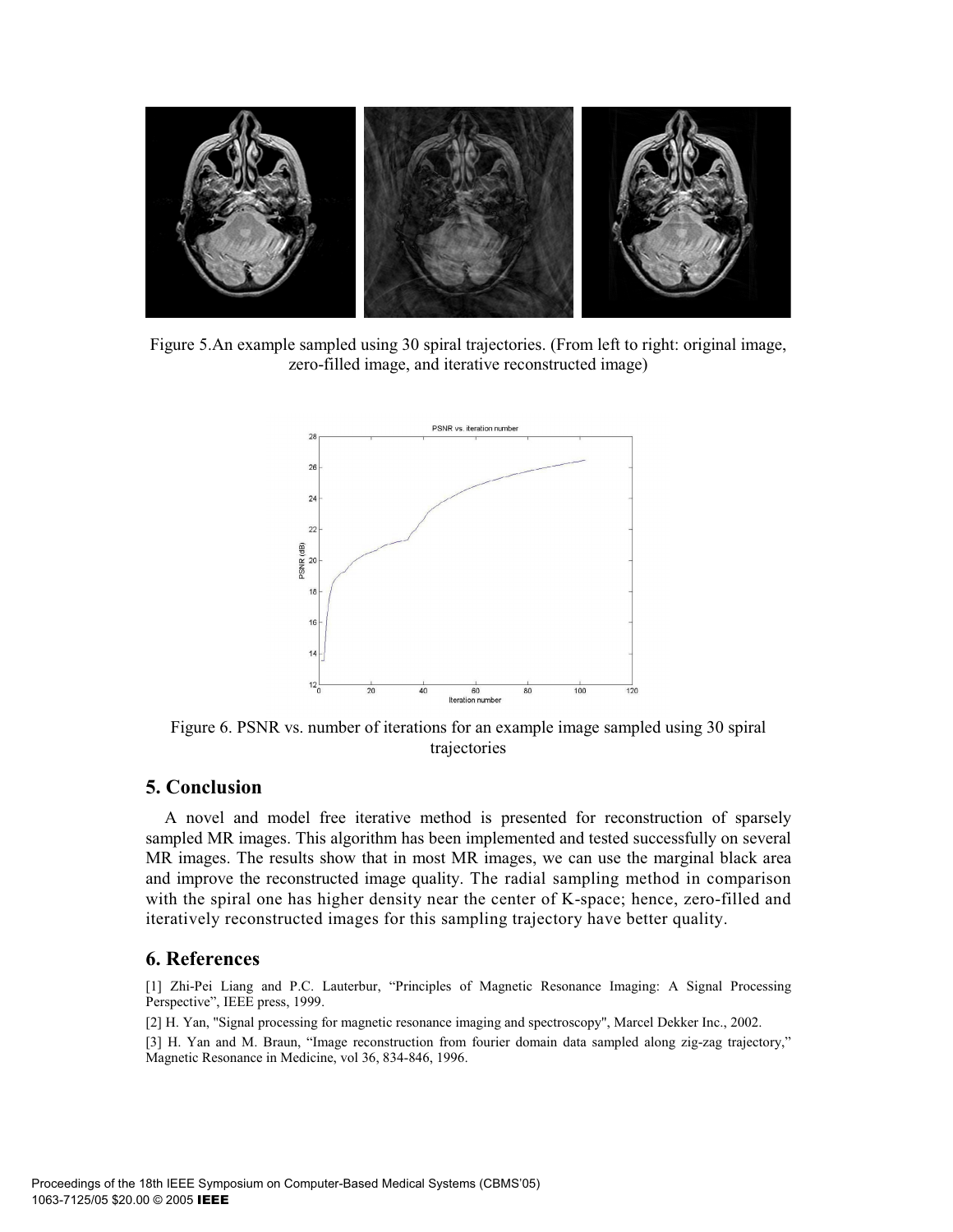Figure 5.An example sampled using 30 spiral trajectories. (From left to right: original image, zero-filled image, and iterative reconstructed image)

Figure 6. PSNR vs. number of iterations for an example image sampled using 30 spiral trajectories

## 5. Conclusion

A novel and model free iterative method is presented for reconstruction of sparsely sampled MR images. This algorithm has been implemented and tested successfully on several MR images. The results show that in most MR images, we can use the marginal black area and improve the reconstructed image quality. The radial sampling method in comparison with the spiral one has higher density near the center of K-space; hence, zero-filled and iteratively reconstructed images for this sampling trajectory have better quality.

## 6. References

[1] Zhi-Pei Liang and P.C. Lauterbur, "Principles of Magnetic Resonance Imaging: A Signal Processing Perspective", IEEE press, 1999.

[2] H. Yan, "Signal processing for magnetic resonance imaging and spectroscopy", Marcel Dekker Inc., 2002.

[3] H. Yan and M. Braun, "Image reconstruction from fourier domain data sampled along zig-zag trajectory," Magnetic Resonance in Medicine, vol 36, 834-846, 1996.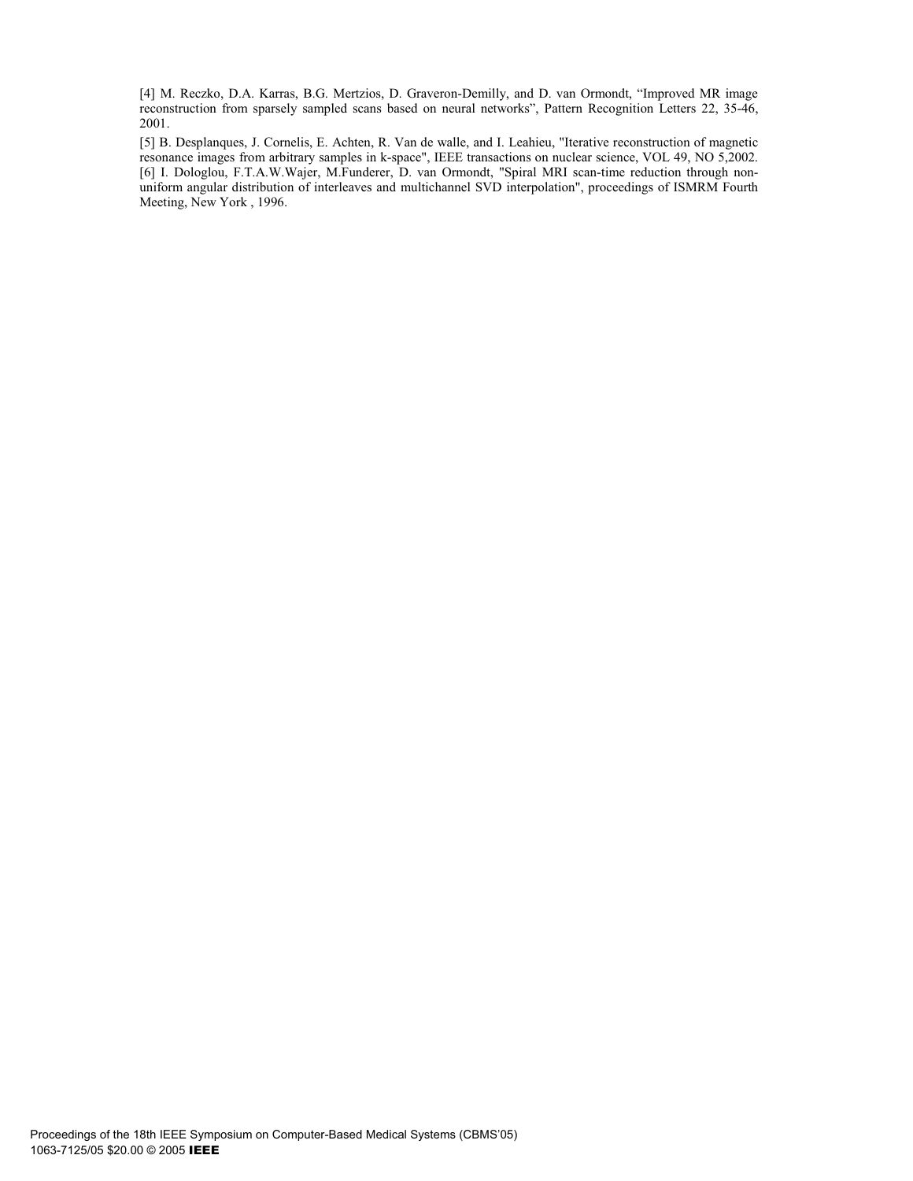[4] M. Reczko, D.A. Karras, B.G. Mertzios, D. Graveron-Demilly, and D. van Ormondt, "Improved MR image reconstruction from sparsely sampled scans based on neural networks", Pattern Recognition Letters 22, 35-46, 2001.

[5] B. Desplanques, J. Cornelis, E. Achten, R. Van de walle, and I. Leahieu, "Iterative reconstruction of magnetic resonance images from arbitrary samples in k-space", IEEE transactions on nuclear science, VOL 49, NO 5,2002.

[6] I. Dologlou, F.T.A.W.Wajer, M.Funderer, D. van Ormondt, "Spiral MRI scan-time reduction through non-uniform angular distribution of interleaves and multichannel SVD interpolation", proceedings of ISMRM Fourth Meeting, New York , 1996.